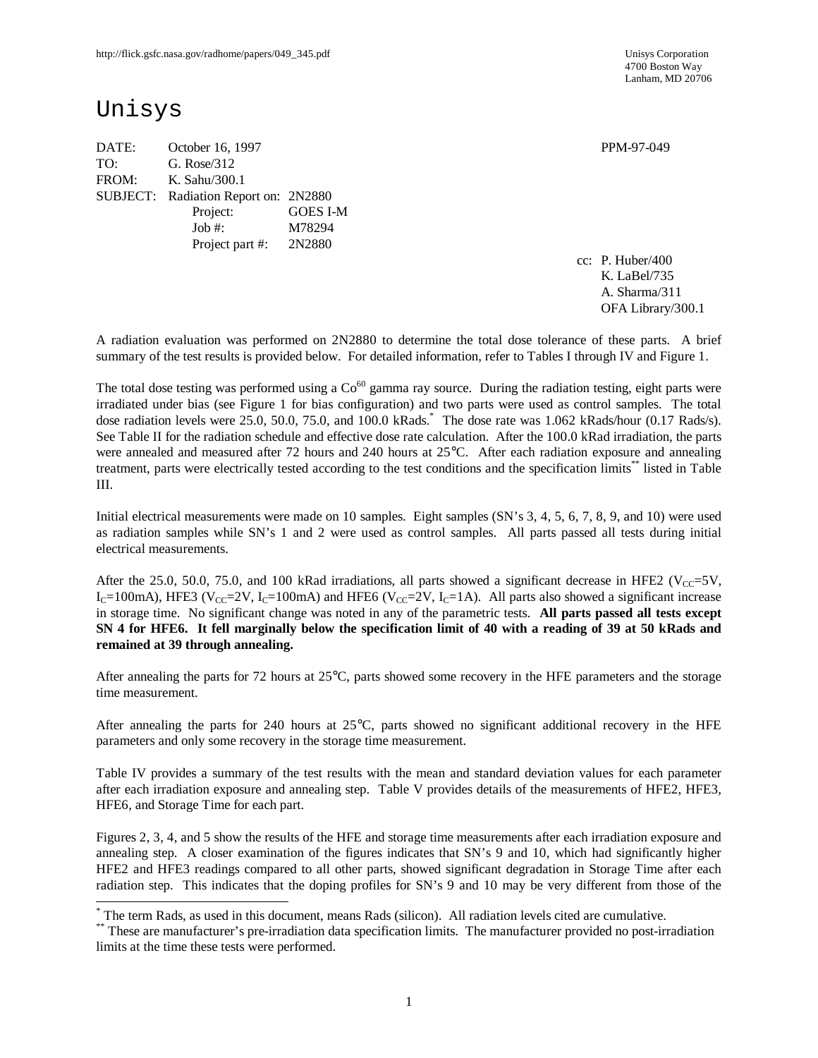http://flick.gsfc.nasa.gov/radhome/papers/049_345.pdf

Unisys Corporation
4700 Boston Way
Lanham, MD 20706

# Unisys

DATE: October 16, 1997 PPM-97-049
TO: G. Rose/312
FROM: K. Sahu/300.1
SUBJECT: Radiation Report on: 2N2880
Project: GOES I-M
Job #: M78294
Project part #: 2N2880

cc: P. Huber/400
K. LaBel/735
A. Sharma/311
OFA Library/300.1

A radiation evaluation was performed on 2N2880 to determine the total dose tolerance of these parts. A brief summary of the test results is provided below. For detailed information, refer to Tables I through IV and Figure 1.

The total dose testing was performed using a $Co^{60}$ gamma ray source. During the radiation testing, eight parts were irradiated under bias (see Figure 1 for bias configuration) and two parts were used as control samples. The total dose radiation levels were 25.0, 50.0, 75.0, and 100.0 kRads.* The dose rate was 1.062 kRads/hour (0.17 Rads/s). See Table II for the radiation schedule and effective dose rate calculation. After the 100.0 kRad irradiation, the parts were annealed and measured after 72 hours and 240 hours at 25°C. After each radiation exposure and annealing treatment, parts were electrically tested according to the test conditions and the specification limits** listed in Table III.

Initial electrical measurements were made on 10 samples. Eight samples (SN's 3, 4, 5, 6, 7, 8, 9, and 10) were used as radiation samples while SN's 1 and 2 were used as control samples. All parts passed all tests during initial electrical measurements.

After the 25.0, 50.0, 75.0, and 100 kRad irradiations, all parts showed a significant decrease in HFE2 ($V_{CC}$=5V, $I_C$=100mA), HFE3 ($V_{CC}$=2V, $I_C$=100mA) and HFE6 ($V_{CC}$=2V, $I_C$=1A). All parts also showed a significant increase in storage time. No significant change was noted in any of the parametric tests. **All parts passed all tests except SN 4 for HFE6. It fell marginally below the specification limit of 40 with a reading of 39 at 50 kRads and remained at 39 through annealing.**

After annealing the parts for 72 hours at 25°C, parts showed some recovery in the HFE parameters and the storage time measurement.

After annealing the parts for 240 hours at 25°C, parts showed no significant additional recovery in the HFE parameters and only some recovery in the storage time measurement.

Table IV provides a summary of the test results with the mean and standard deviation values for each parameter after each irradiation exposure and annealing step. Table V provides details of the measurements of HFE2, HFE3, HFE6, and Storage Time for each part.

Figures 2, 3, 4, and 5 show the results of the HFE and storage time measurements after each irradiation exposure and annealing step. A closer examination of the figures indicates that SN's 9 and 10, which had significantly higher HFE2 and HFE3 readings compared to all other parts, showed significant degradation in Storage Time after each radiation step. This indicates that the doping profiles for SN's 9 and 10 may be very different from those of the

* The term Rads, as used in this document, means Rads (silicon). All radiation levels cited are cumulative.

** These are manufacturer's pre-irradiation data specification limits. The manufacturer provided no post-irradiation limits at the time these tests were performed.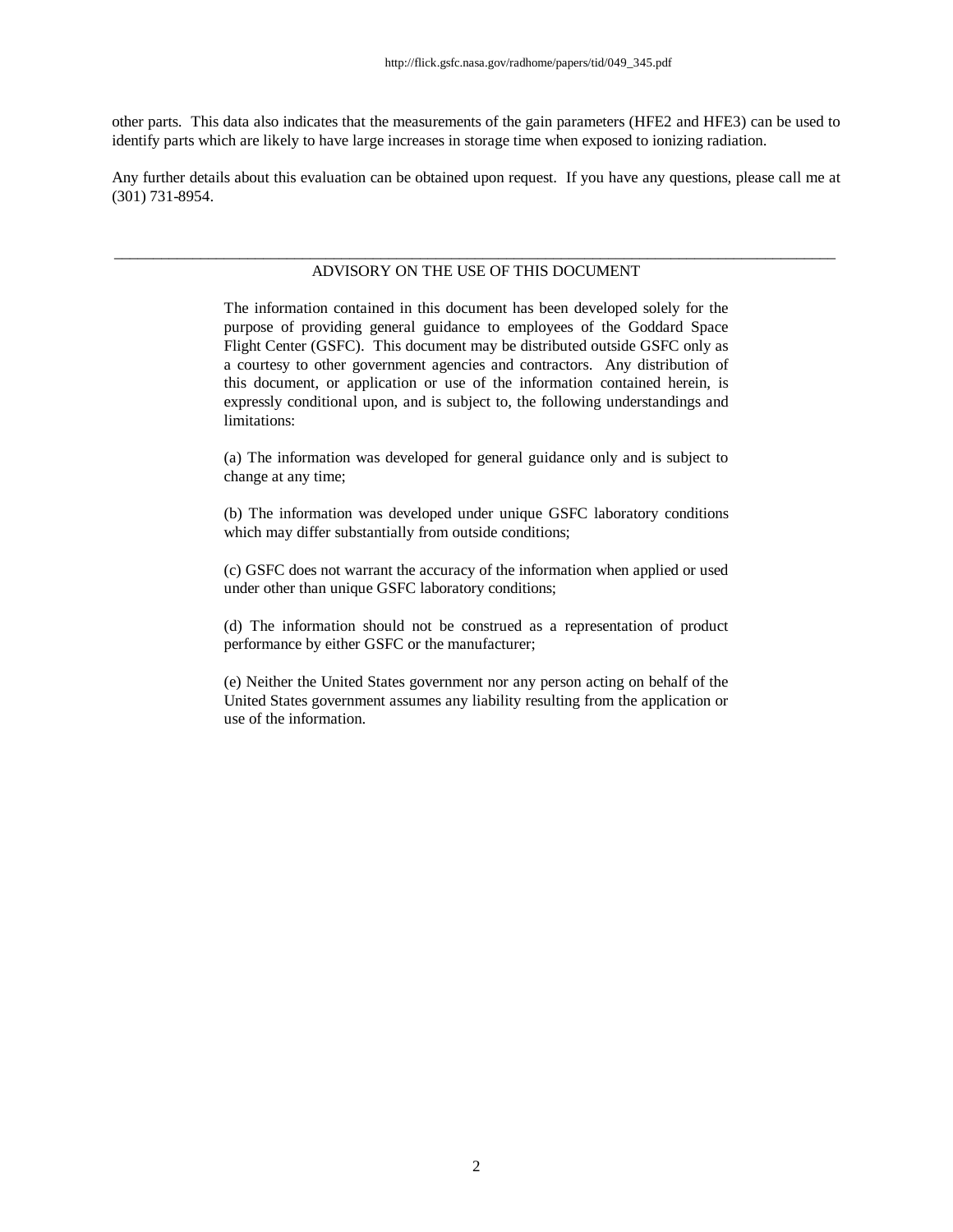other parts. This data also indicates that the measurements of the gain parameters (HFE2 and HFE3) can be used to identify parts which are likely to have large increases in storage time when exposed to ionizing radiation.

Any further details about this evaluation can be obtained upon request. If you have any questions, please call me at (301) 731-8954.

---

ADVISORY ON THE USE OF THIS DOCUMENT

The information contained in this document has been developed solely for the purpose of providing general guidance to employees of the Goddard Space Flight Center (GSFC). This document may be distributed outside GSFC only as a courtesy to other government agencies and contractors. Any distribution of this document, or application or use of the information contained herein, is expressly conditional upon, and is subject to, the following understandings and limitations:

(a) The information was developed for general guidance only and is subject to change at any time;

(b) The information was developed under unique GSFC laboratory conditions which may differ substantially from outside conditions;

(c) GSFC does not warrant the accuracy of the information when applied or used under other than unique GSFC laboratory conditions;

(d) The information should not be construed as a representation of product performance by either GSFC or the manufacturer;

(e) Neither the United States government nor any person acting on behalf of the United States government assumes any liability resulting from the application or use of the information.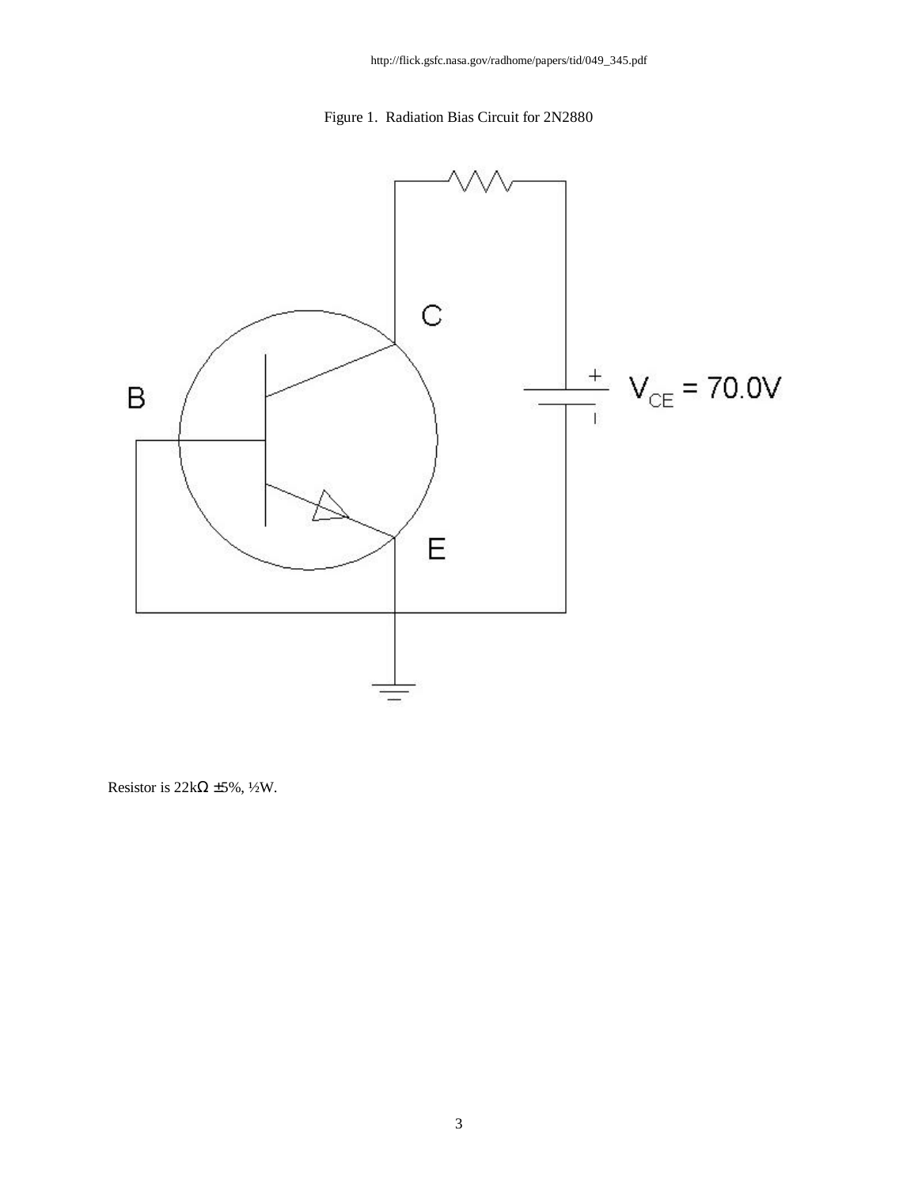http://flick.gsfc.nasa.gov/radhome/papers/tid/049_345.pdf

Figure 1. Radiation Bias Circuit for 2N2880

C

B

E

$V_{CE}$ = 70.0V

Resistor is 22kΩ ±5%, ½W.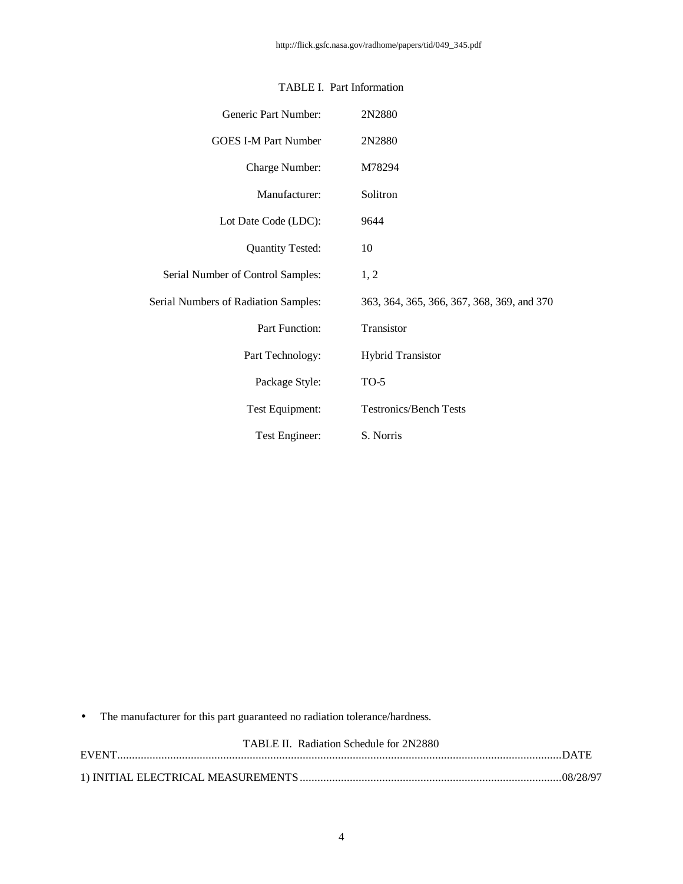TABLE I. Part Information

| | |
|---|---|
| Generic Part Number: | 2N2880 |
| GOES I-M Part Number | 2N2880 |
| Charge Number: | M78294 |
| Manufacturer: | Solitron |
| Lot Date Code (LDC): | 9644 |
| Quantity Tested: | 10 |
| Serial Number of Control Samples: | 1, 2 |
| Serial Numbers of Radiation Samples: | 363, 364, 365, 366, 367, 368, 369, and 370 |
| Part Function: | Transistor |
| Part Technology: | Hybrid Transistor |
| Package Style: | TO-5 |
| Test Equipment: | Testronics/Bench Tests |
| Test Engineer: | S. Norris |

- The manufacturer for this part guaranteed no radiation tolerance/hardness.

TABLE II. Radiation Schedule for 2N2880

| EVENT | DATE |
|---|---|
| 1) INITIAL ELECTRICAL MEASUREMENTS | 08/28/97 |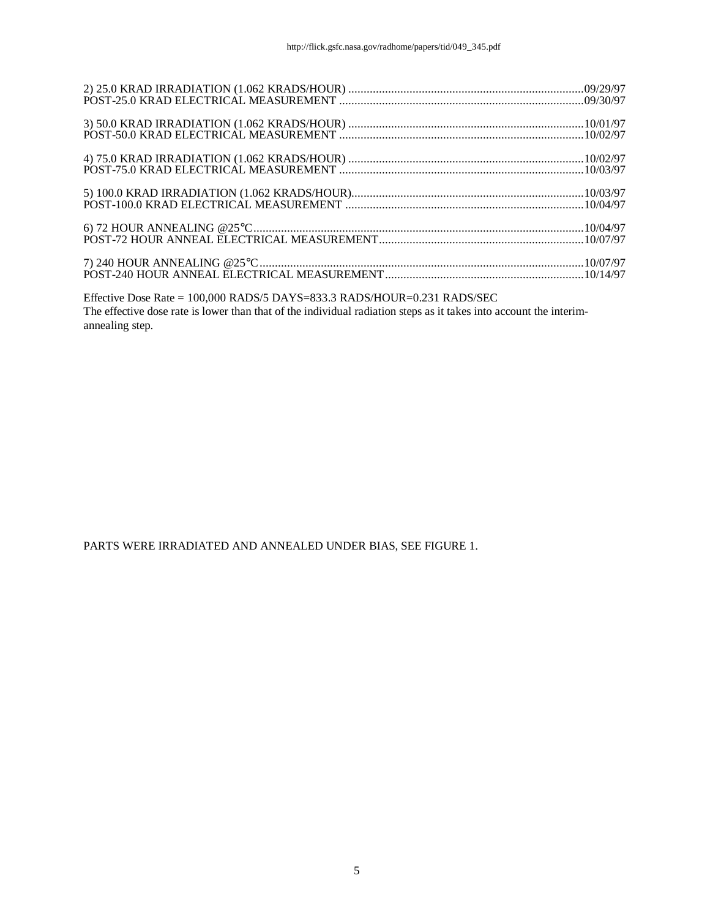2) 25.0 KRAD IRRADIATION (1.062 KRADS/HOUR) .............................................................................09/29/97
POST-25.0 KRAD ELECTRICAL MEASUREMENT ................................................................................09/30/97

3) 50.0 KRAD IRRADIATION (1.062 KRADS/HOUR) .............................................................................10/01/97
POST-50.0 KRAD ELECTRICAL MEASUREMENT ................................................................................10/02/97

4) 75.0 KRAD IRRADIATION (1.062 KRADS/HOUR) .............................................................................10/02/97
POST-75.0 KRAD ELECTRICAL MEASUREMENT ................................................................................10/03/97

5) 100.0 KRAD IRRADIATION (1.062 KRADS/HOUR)............................................................................10/03/97
POST-100.0 KRAD ELECTRICAL MEASUREMENT ..............................................................................10/04/97

6) 72 HOUR ANNEALING @25°C............................................................................................................10/04/97
POST-72 HOUR ANNEAL ELECTRICAL MEASUREMENT...................................................................10/07/97

7) 240 HOUR ANNEALING @25°C..........................................................................................................10/07/97
POST-240 HOUR ANNEAL ELECTRICAL MEASUREMENT.................................................................10/14/97

Effective Dose Rate = 100,000 RADS/5 DAYS=833.3 RADS/HOUR=0.231 RADS/SEC
The effective dose rate is lower than that of the individual radiation steps as it takes into account the interim-annealing step.

PARTS WERE IRRADIATED AND ANNEALED UNDER BIAS, SEE FIGURE 1.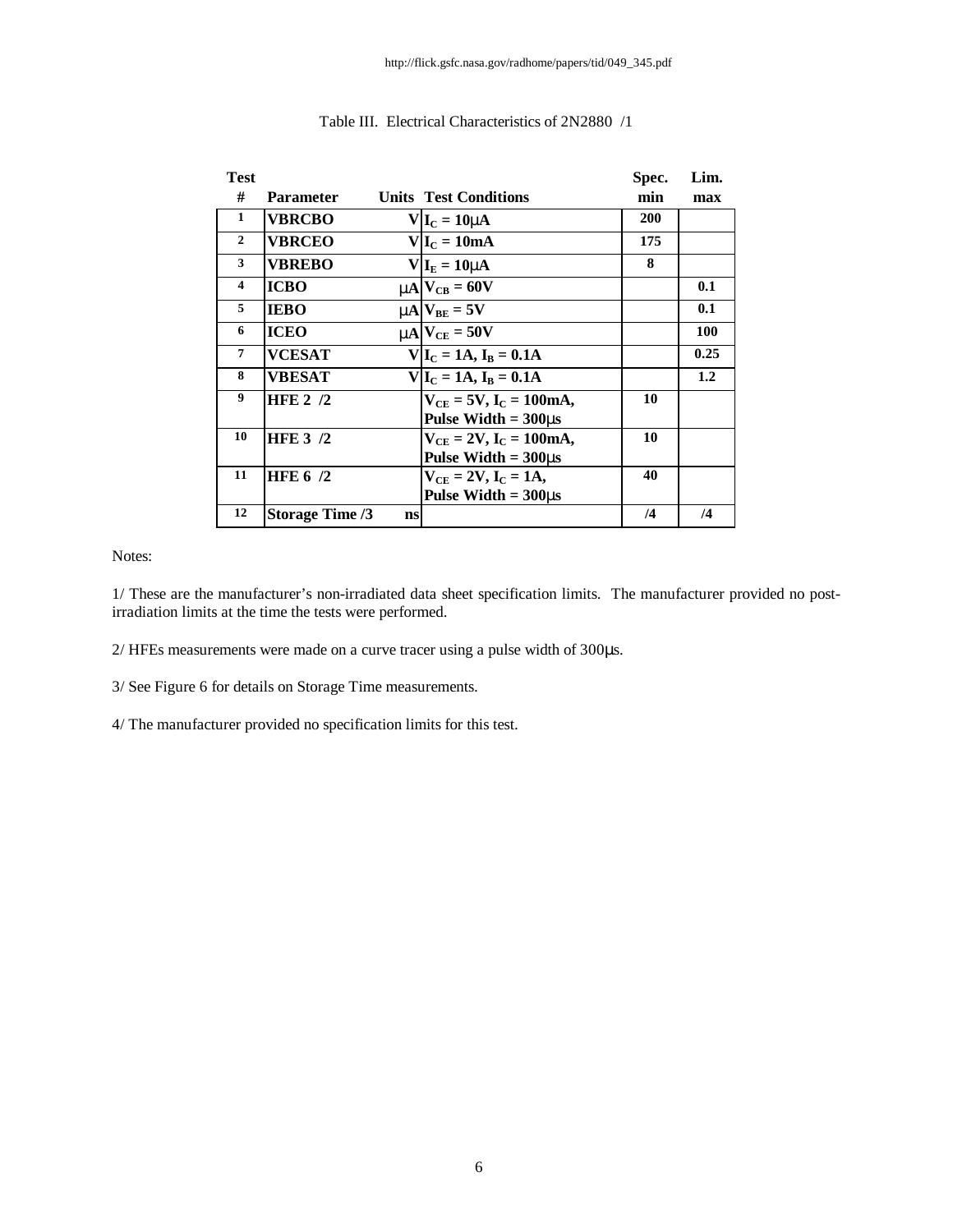http://flick.gsfc.nasa.gov/radhome/papers/tid/049_345.pdf

Table III. Electrical Characteristics of 2N2880 /1

| Test # | Parameter | Units | Test Conditions | Spec. min | Lim. max |
|---|---|---|---|---|---|
| 1 | VBRCBO | V | $I_C$ = 10μA | 200 | |
| 2 | VBRCEO | V | $I_C$ = 10mA | 175 | |
| 3 | VBREBO | V | $I_E$ = 10μA | 8 | |
| 4 | ICBO | μA | $V_{CB}$ = 60V | | 0.1 |
| 5 | IEBO | μA | $V_{BE}$ = 5V | | 0.1 |
| 6 | ICEO | μA | $V_{CE}$ = 50V | | 100 |
| 7 | VCESAT | V | $I_C$ = 1A, $I_B$ = 0.1A | | 0.25 |
| 8 | VBESAT | V | $I_C$ = 1A, $I_B$ = 0.1A | | 1.2 |
| 9 | HFE 2 /2 | | $V_{CE}$ = 5V, $I_C$ = 100mA, Pulse Width = 300μs | 10 | |
| 10 | HFE 3 /2 | | $V_{CE}$ = 2V, $I_C$ = 100mA, Pulse Width = 300μs | 10 | |
| 11 | HFE 6 /2 | | $V_{CE}$ = 2V, $I_C$ = 1A, Pulse Width = 300μs | 40 | |
| 12 | Storage Time /3 | ns | | /4 | /4 |

Notes:

1/ These are the manufacturer's non-irradiated data sheet specification limits. The manufacturer provided no post-irradiation limits at the time the tests were performed.

2/ HFEs measurements were made on a curve tracer using a pulse width of 300μs.

3/ See Figure 6 for details on Storage Time measurements.

4/ The manufacturer provided no specification limits for this test.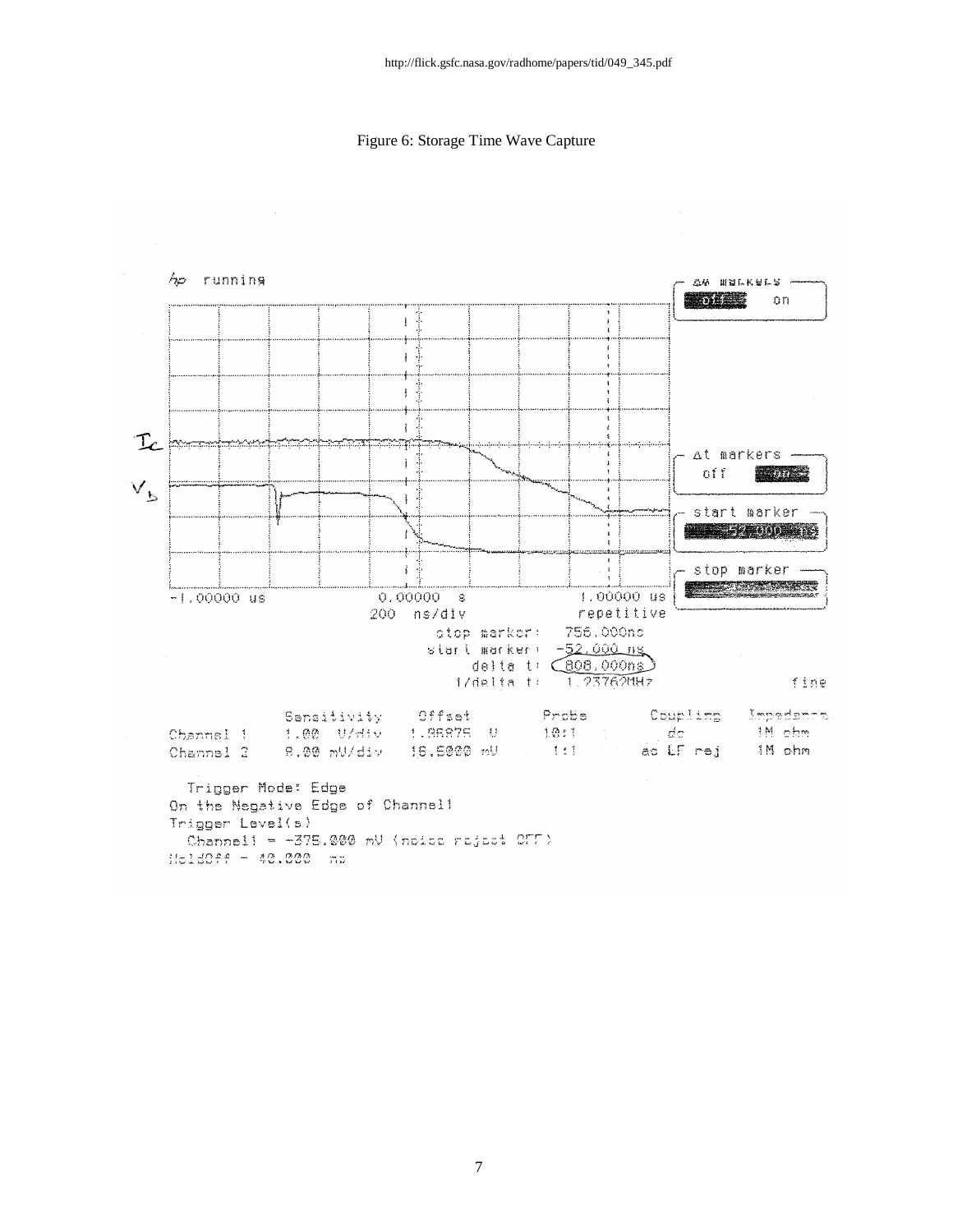Figure 6: Storage Time Wave Capture

```
hp running                                   Δ V markers
                                              off   on
Ic
Vb                                           Δt markers
                                              off   on

                                             start marker
                                              -52.000 ns

                                             stop marker

-1.00000 us       0.00000 s        1.00000 us
                  200 ns/div       repetitive
                  stop marker:   756.000ns
                  start marker:  -52.000 ns
                  delta t:       808.000ns
                  1/delta t:     1.23762MHz              fine

             Sensitivity   Offset      Probe   Coupling    Impedance
Channel 1    1.00 V/div    1.96875 V   10:1    dc          1M ohm
Channel 2    8.00 mV/div   16.5000 mV  1:1     ac LF rej   1M ohm

  Trigger Mode: Edge
On the Negative Edge of Channel1
Trigger Level(s)
  Channel1 = -375.000 mV (noise reject OFF)
HoldOff = 40.000 ns
```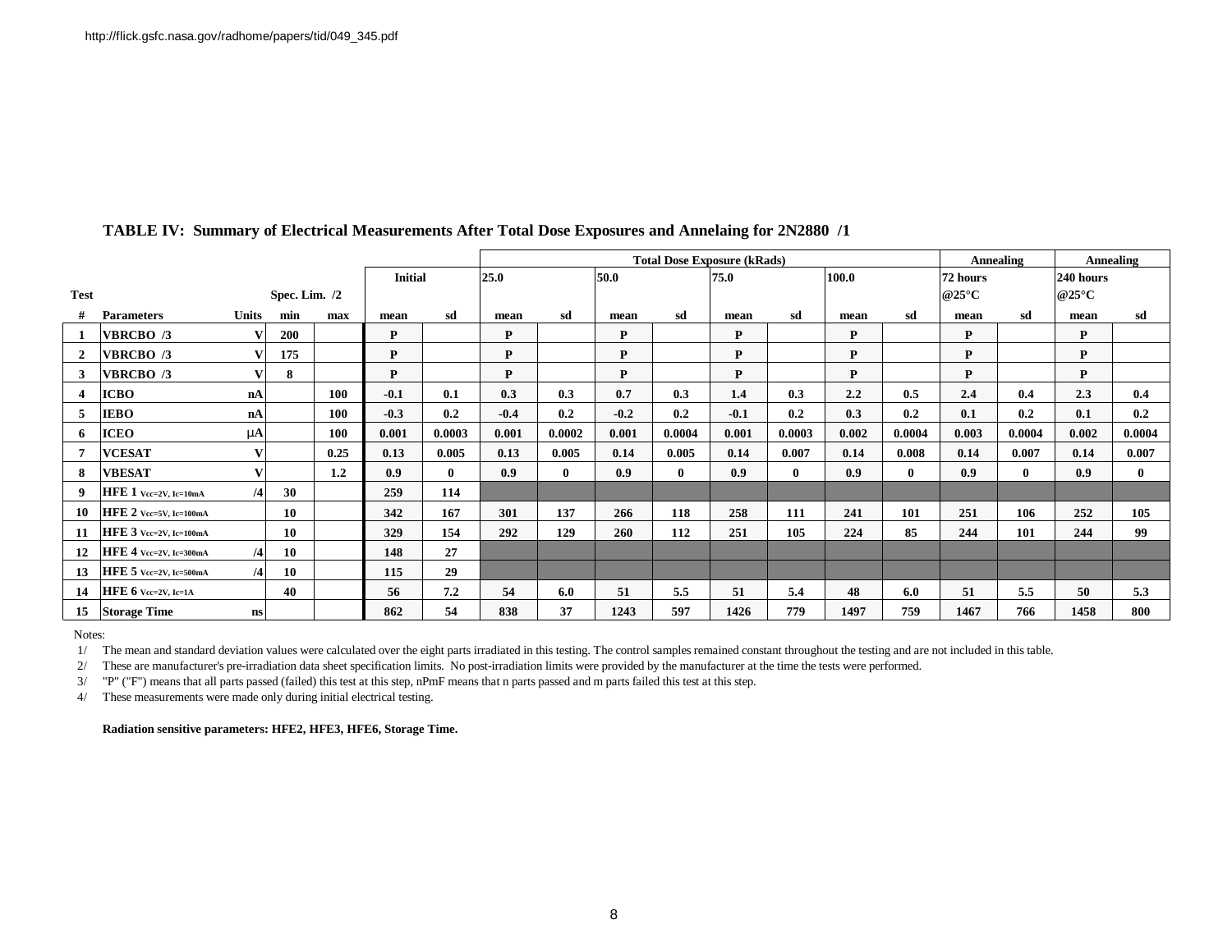http://flick.gsfc.nasa.gov/radhome/papers/tid/049_345.pdf

**TABLE IV: Summary of Electrical Measurements After Total Dose Exposures and Annelaing for 2N2880 /1**

| | | | | | | | Total Dose Exposure (kRads) | | | | | | | | Annealing | | Annealing | |
|---|---|---|---|---|---|---|---|---|---|---|---|---|---|---|---|---|---|---|
| | | | | | Initial | | 25.0 | | 50.0 | | 75.0 | | 100.0 | | 72 hours @25°C | | 240 hours @25°C | |
| Test | | | Spec. Lim. /2 | | | | | | | | | | | | | | | |
| # | Parameters | Units | min | max | mean | sd | mean | sd | mean | sd | mean | sd | mean | sd | mean | sd | mean | sd |
| 1 | VBRCBO /3 | V | 200 | | P | | P | | P | | P | | P | | P | | P | |
| 2 | VBRCBO /3 | V | 175 | | P | | P | | P | | P | | P | | P | | P | |
| 3 | VBRCBO /3 | V | 8 | | P | | P | | P | | P | | P | | P | | P | |
| 4 | ICBO | nA | | 100 | -0.1 | 0.1 | 0.3 | 0.3 | 0.7 | 0.3 | 1.4 | 0.3 | 2.2 | 0.5 | 2.4 | 0.4 | 2.3 | 0.4 |
| 5 | IEBO | nA | | 100 | -0.3 | 0.2 | -0.4 | 0.2 | -0.2 | 0.2 | -0.1 | 0.2 | 0.3 | 0.2 | 0.1 | 0.2 | 0.1 | 0.2 |
| 6 | ICEO | μA | | 100 | 0.001 | 0.0003 | 0.001 | 0.0002 | 0.001 | 0.0004 | 0.001 | 0.0003 | 0.002 | 0.0004 | 0.003 | 0.0004 | 0.002 | 0.0004 |
| 7 | VCESAT | V | | 0.25 | 0.13 | 0.005 | 0.13 | 0.005 | 0.14 | 0.005 | 0.14 | 0.007 | 0.14 | 0.008 | 0.14 | 0.007 | 0.14 | 0.007 |
| 8 | VBESAT | V | | 1.2 | 0.9 | 0 | 0.9 | 0 | 0.9 | 0 | 0.9 | 0 | 0.9 | 0 | 0.9 | 0 | 0.9 | 0 |
| 9 | HFE 1 Vcc=2V, Ic=10mA | /4 | 30 | | 259 | 114 | | | | | | | | | | | | |
| 10 | HFE 2 Vcc=5V, Ic=100mA | | 10 | | 342 | 167 | 301 | 137 | 266 | 118 | 258 | 111 | 241 | 101 | 251 | 106 | 252 | 105 |
| 11 | HFE 3 Vcc=2V, Ic=100mA | | 10 | | 329 | 154 | 292 | 129 | 260 | 112 | 251 | 105 | 224 | 85 | 244 | 101 | 244 | 99 |
| 12 | HFE 4 Vcc=2V, Ic=300mA | /4 | 10 | | 148 | 27 | | | | | | | | | | | | |
| 13 | HFE 5 Vcc=2V, Ic=500mA | /4 | 10 | | 115 | 29 | | | | | | | | | | | | |
| 14 | HFE 6 Vcc=2V, Ic=1A | | 40 | | 56 | 7.2 | 54 | 6.0 | 51 | 5.5 | 51 | 5.4 | 48 | 6.0 | 51 | 5.5 | 50 | 5.3 |
| 15 | Storage Time | ns | | | 862 | 54 | 838 | 37 | 1243 | 597 | 1426 | 779 | 1497 | 759 | 1467 | 766 | 1458 | 800 |

Notes:

1/ The mean and standard deviation values were calculated over the eight parts irradiated in this testing. The control samples remained constant throughout the testing and are not included in this table.

2/ These are manufacturer's pre-irradiation data sheet specification limits. No post-irradiation limits were provided by the manufacturer at the time the tests were performed.

3/ "P" ("F") means that all parts passed (failed) this test at this step, nPmF means that n parts passed and m parts failed this test at this step.

4/ These measurements were made only during initial electrical testing.

**Radiation sensitive parameters: HFE2, HFE3, HFE6, Storage Time.**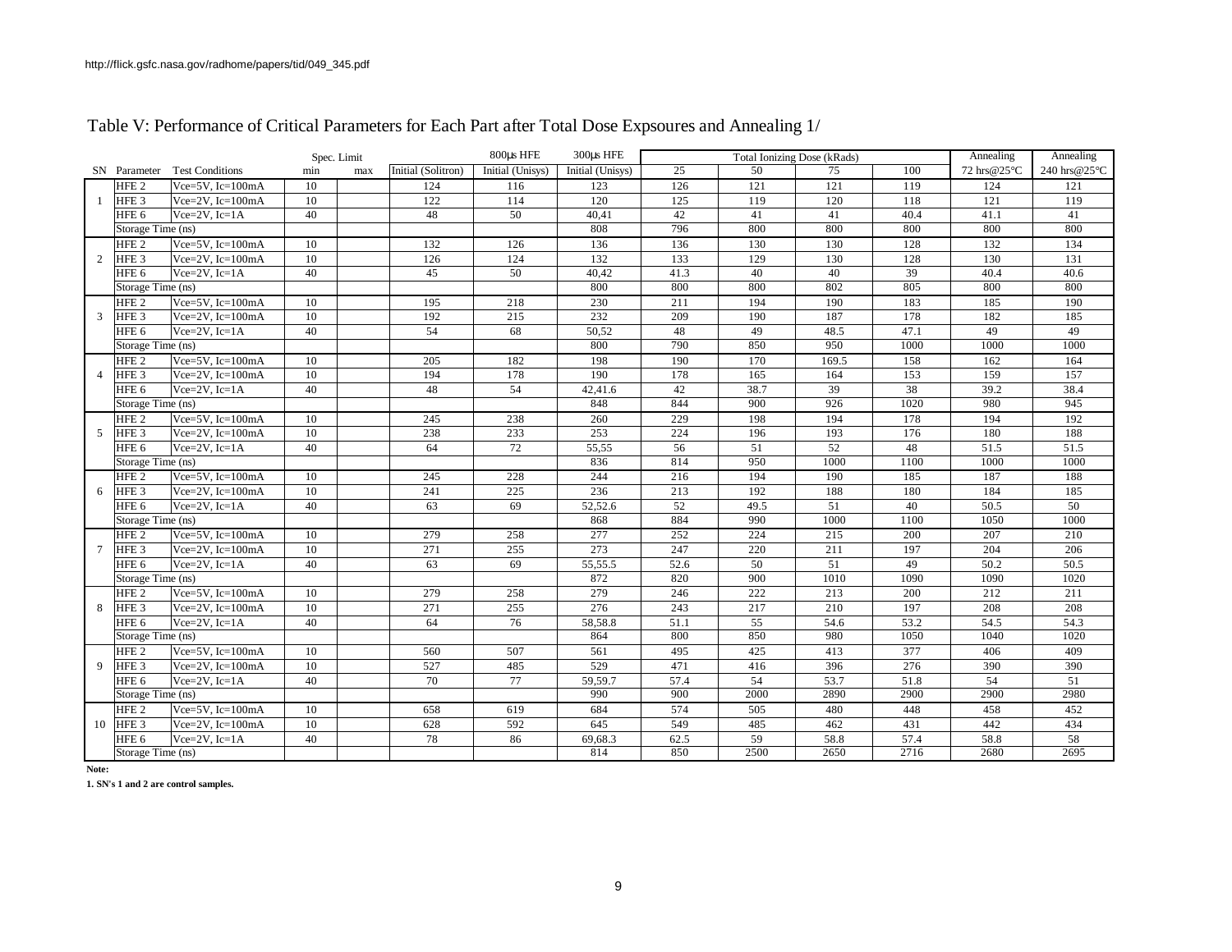http://flick.gsfc.nasa.gov/radhome/papers/tid/049_345.pdf

# Table V: Performance of Critical Parameters for Each Part after Total Dose Expsoures and Annealing 1/

| SN | Parameter | Test Conditions | Spec. Limit min | Spec. Limit max | Initial (Solitron) | 800µs HFE Initial (Unisys) | 300µs HFE Initial (Unisys) | Total Ionizing Dose (kRads) 25 | 50 | 75 | 100 | Annealing 72 hrs@25°C | Annealing 240 hrs@25°C |
|---|---|---|---|---|---|---|---|---|---|---|---|---|---|
| 1 | HFE 2 | Vce=5V, Ic=100mA | 10 | | 124 | 116 | 123 | 126 | 121 | 121 | 119 | 124 | 121 |
| | HFE 3 | Vce=2V, Ic=100mA | 10 | | 122 | 114 | 120 | 125 | 119 | 120 | 118 | 121 | 119 |
| | HFE 6 | Vce=2V, Ic=1A | 40 | | 48 | 50 | 40,41 | 42 | 41 | 41 | 40.4 | 41.1 | 41 |
| | Storage Time (ns) | | | | | | 808 | 796 | 800 | 800 | 800 | 800 | 800 |
| 2 | HFE 2 | Vce=5V, Ic=100mA | 10 | | 132 | 126 | 136 | 136 | 130 | 130 | 128 | 132 | 134 |
| | HFE 3 | Vce=2V, Ic=100mA | 10 | | 126 | 124 | 132 | 133 | 129 | 130 | 128 | 130 | 131 |
| | HFE 6 | Vce=2V, Ic=1A | 40 | | 45 | 50 | 40,42 | 41.3 | 40 | 40 | 39 | 40.4 | 40.6 |
| | Storage Time (ns) | | | | | | 800 | 800 | 800 | 802 | 805 | 800 | 800 |
| 3 | HFE 2 | Vce=5V, Ic=100mA | 10 | | 195 | 218 | 230 | 211 | 194 | 190 | 183 | 185 | 190 |
| | HFE 3 | Vce=2V, Ic=100mA | 10 | | 192 | 215 | 232 | 209 | 190 | 187 | 178 | 182 | 185 |
| | HFE 6 | Vce=2V, Ic=1A | 40 | | 54 | 68 | 50,52 | 48 | 49 | 48.5 | 47.1 | 49 | 49 |
| | Storage Time (ns) | | | | | | 800 | 790 | 850 | 950 | 1000 | 1000 | 1000 |
| 4 | HFE 2 | Vce=5V, Ic=100mA | 10 | | 205 | 182 | 198 | 190 | 170 | 169.5 | 158 | 162 | 164 |
| | HFE 3 | Vce=2V, Ic=100mA | 10 | | 194 | 178 | 190 | 178 | 165 | 164 | 153 | 159 | 157 |
| | HFE 6 | Vce=2V, Ic=1A | 40 | | 48 | 54 | 42,41.6 | 42 | 38.7 | 39 | 38 | 39.2 | 38.4 |
| | Storage Time (ns) | | | | | | 848 | 844 | 900 | 926 | 1020 | 980 | 945 |
| 5 | HFE 2 | Vce=5V, Ic=100mA | 10 | | 245 | 238 | 260 | 229 | 198 | 194 | 178 | 194 | 192 |
| | HFE 3 | Vce=2V, Ic=100mA | 10 | | 238 | 233 | 253 | 224 | 196 | 193 | 176 | 180 | 188 |
| | HFE 6 | Vce=2V, Ic=1A | 40 | | 64 | 72 | 55,55 | 56 | 51 | 52 | 48 | 51.5 | 51.5 |
| | Storage Time (ns) | | | | | | 836 | 814 | 950 | 1000 | 1100 | 1000 | 1000 |
| 6 | HFE 2 | Vce=5V, Ic=100mA | 10 | | 245 | 228 | 244 | 216 | 194 | 190 | 185 | 187 | 188 |
| | HFE 3 | Vce=2V, Ic=100mA | 10 | | 241 | 225 | 236 | 213 | 192 | 188 | 180 | 184 | 185 |
| | HFE 6 | Vce=2V, Ic=1A | 40 | | 63 | 69 | 52,52.6 | 52 | 49.5 | 51 | 40 | 50.5 | 50 |
| | Storage Time (ns) | | | | | | 868 | 884 | 990 | 1000 | 1100 | 1050 | 1000 |
| 7 | HFE 2 | Vce=5V, Ic=100mA | 10 | | 279 | 258 | 277 | 252 | 224 | 215 | 200 | 207 | 210 |
| | HFE 3 | Vce=2V, Ic=100mA | 10 | | 271 | 255 | 273 | 247 | 220 | 211 | 197 | 204 | 206 |
| | HFE 6 | Vce=2V, Ic=1A | 40 | | 63 | 69 | 55,55.5 | 52.6 | 50 | 51 | 49 | 50.2 | 50.5 |
| | Storage Time (ns) | | | | | | 872 | 820 | 900 | 1010 | 1090 | 1090 | 1020 |
| 8 | HFE 2 | Vce=5V, Ic=100mA | 10 | | 279 | 258 | 279 | 246 | 222 | 213 | 200 | 212 | 211 |
| | HFE 3 | Vce=2V, Ic=100mA | 10 | | 271 | 255 | 276 | 243 | 217 | 210 | 197 | 208 | 208 |
| | HFE 6 | Vce=2V, Ic=1A | 40 | | 64 | 76 | 58,58.8 | 51.1 | 55 | 54.6 | 53.2 | 54.5 | 54.3 |
| | Storage Time (ns) | | | | | | 864 | 800 | 850 | 980 | 1050 | 1040 | 1020 |
| 9 | HFE 2 | Vce=5V, Ic=100mA | 10 | | 560 | 507 | 561 | 495 | 425 | 413 | 377 | 406 | 409 |
| | HFE 3 | Vce=2V, Ic=100mA | 10 | | 527 | 485 | 529 | 471 | 416 | 396 | 276 | 390 | 390 |
| | HFE 6 | Vce=2V, Ic=1A | 40 | | 70 | 77 | 59,59.7 | 57.4 | 54 | 53.7 | 51.8 | 54 | 51 |
| | Storage Time (ns) | | | | | | 990 | 900 | 2000 | 2890 | 2900 | 2900 | 2980 |
| 10 | HFE 2 | Vce=5V, Ic=100mA | 10 | | 658 | 619 | 684 | 574 | 505 | 480 | 448 | 458 | 452 |
| | HFE 3 | Vce=2V, Ic=100mA | 10 | | 628 | 592 | 645 | 549 | 485 | 462 | 431 | 442 | 434 |
| | HFE 6 | Vce=2V, Ic=1A | 40 | | 78 | 86 | 69,68.3 | 62.5 | 59 | 58.8 | 57.4 | 58.8 | 58 |
| | Storage Time (ns) | | | | | | 814 | 850 | 2500 | 2650 | 2716 | 2680 | 2695 |

**Note:**

**1. SN's 1 and 2 are control samples.**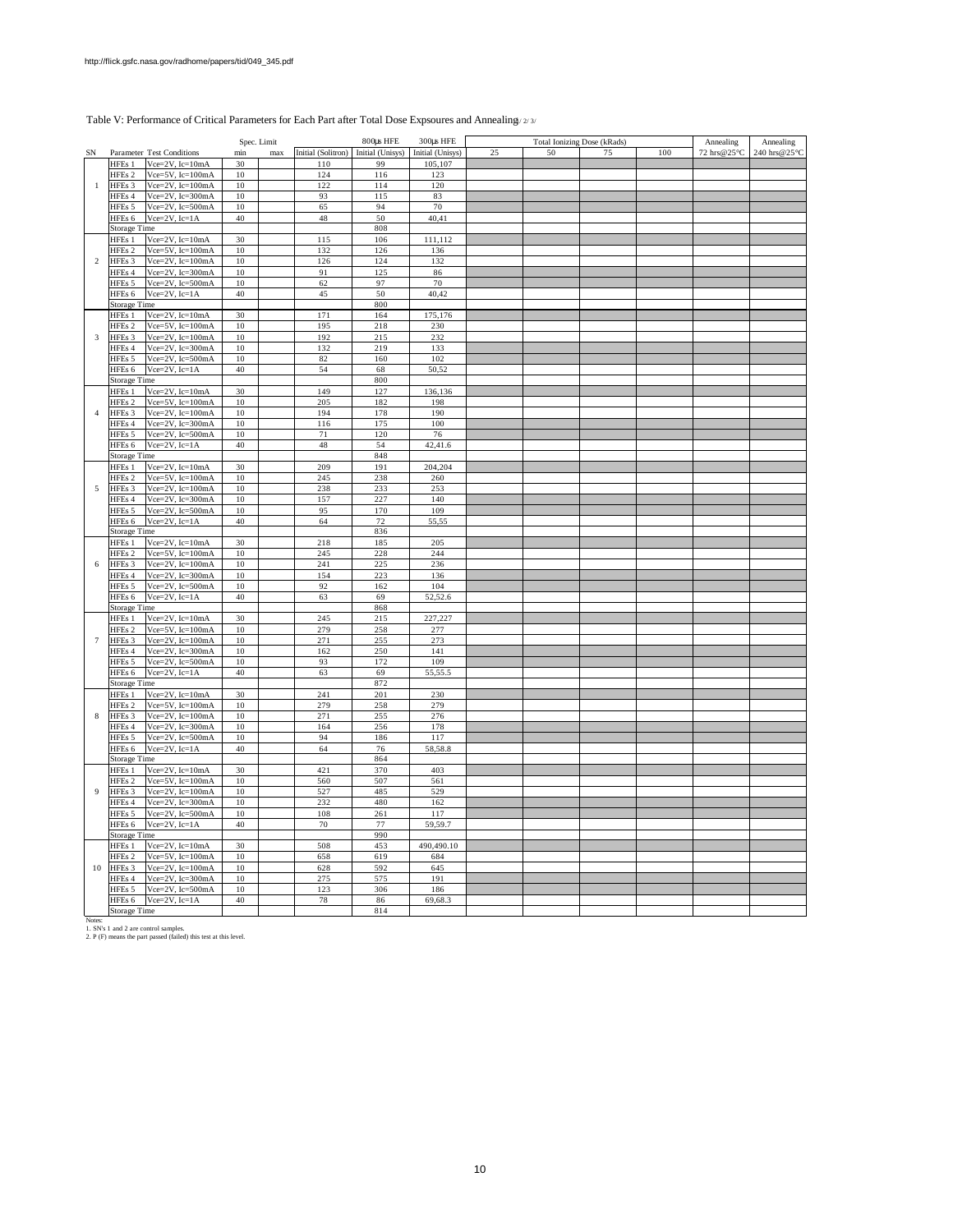http://flick.gsfc.nasa.gov/radhome/papers/tid/049_345.pdf

Table V: Performance of Critical Parameters for Each Part after Total Dose Expsoures and Annealing1/ 2/ 3/

| SN | Parameter | Test Conditions | Spec. Limit min | Spec. Limit max | Initial (Solitron) | 800µs HFE Initial (Unisys) | 300µs HFE Initial (Unisys) | Total Ionizing Dose (kRads) 25 | 50 | 75 | 100 | Annealing 72 hrs@25°C | Annealing 240 hrs@25°C |
|---|---|---|---|---|---|---|---|---|---|---|---|---|---|
| 1 | HFEs 1 | Vce=2V, Ic=10mA | 30 | | 110 | 99 | 105,107 | | | | | | |
| | HFEs 2 | Vce=5V, Ic=100mA | 10 | | 124 | 116 | 123 | | | | | | |
| | HFEs 3 | Vce=2V, Ic=100mA | 10 | | 122 | 114 | 120 | | | | | | |
| | HFEs 4 | Vce=2V, Ic=300mA | 10 | | 93 | 115 | 83 | | | | | | |
| | HFEs 5 | Vce=2V, Ic=500mA | 10 | | 65 | 94 | 70 | | | | | | |
| | HFEs 6 | Vce=2V, Ic=1A | 40 | | 48 | 50 | 40,41 | | | | | | |
| | Storage Time | | | | | 808 | | | | | | | |
| 2 | HFEs 1 | Vce=2V, Ic=10mA | 30 | | 115 | 106 | 111,112 | | | | | | |
| | HFEs 2 | Vce=5V, Ic=100mA | 10 | | 132 | 126 | 136 | | | | | | |
| | HFEs 3 | Vce=2V, Ic=100mA | 10 | | 126 | 124 | 132 | | | | | | |
| | HFEs 4 | Vce=2V, Ic=300mA | 10 | | 91 | 125 | 86 | | | | | | |
| | HFEs 5 | Vce=2V, Ic=500mA | 10 | | 62 | 97 | 70 | | | | | | |
| | HFEs 6 | Vce=2V, Ic=1A | 40 | | 45 | 50 | 40,42 | | | | | | |
| | Storage Time | | | | | 800 | | | | | | | |
| 3 | HFEs 1 | Vce=2V, Ic=10mA | 30 | | 171 | 164 | 175,176 | | | | | | |
| | HFEs 2 | Vce=5V, Ic=100mA | 10 | | 195 | 218 | 230 | | | | | | |
| | HFEs 3 | Vce=2V, Ic=100mA | 10 | | 192 | 215 | 232 | | | | | | |
| | HFEs 4 | Vce=2V, Ic=300mA | 10 | | 132 | 219 | 133 | | | | | | |
| | HFEs 5 | Vce=2V, Ic=500mA | 10 | | 82 | 160 | 102 | | | | | | |
| | HFEs 6 | Vce=2V, Ic=1A | 40 | | 54 | 68 | 50,52 | | | | | | |
| | Storage Time | | | | | 800 | | | | | | | |
| 4 | HFEs 1 | Vce=2V, Ic=10mA | 30 | | 149 | 127 | 136,136 | | | | | | |
| | HFEs 2 | Vce=5V, Ic=100mA | 10 | | 205 | 182 | 198 | | | | | | |
| | HFEs 3 | Vce=2V, Ic=100mA | 10 | | 194 | 178 | 190 | | | | | | |
| | HFEs 4 | Vce=2V, Ic=300mA | 10 | | 116 | 175 | 100 | | | | | | |
| | HFEs 5 | Vce=2V, Ic=500mA | 10 | | 71 | 120 | 76 | | | | | | |
| | HFEs 6 | Vce=2V, Ic=1A | 40 | | 48 | 54 | 42,41.6 | | | | | | |
| | Storage Time | | | | | 848 | | | | | | | |
| 5 | HFEs 1 | Vce=2V, Ic=10mA | 30 | | 209 | 191 | 204,204 | | | | | | |
| | HFEs 2 | Vce=5V, Ic=100mA | 10 | | 245 | 238 | 260 | | | | | | |
| | HFEs 3 | Vce=2V, Ic=100mA | 10 | | 238 | 233 | 253 | | | | | | |
| | HFEs 4 | Vce=2V, Ic=300mA | 10 | | 157 | 227 | 140 | | | | | | |
| | HFEs 5 | Vce=2V, Ic=500mA | 10 | | 95 | 170 | 109 | | | | | | |
| | HFEs 6 | Vce=2V, Ic=1A | 40 | | 64 | 72 | 55,55 | | | | | | |
| | Storage Time | | | | | 836 | | | | | | | |
| 6 | HFEs 1 | Vce=2V, Ic=10mA | 30 | | 218 | 185 | 205 | | | | | | |
| | HFEs 2 | Vce=5V, Ic=100mA | 10 | | 245 | 228 | 244 | | | | | | |
| | HFEs 3 | Vce=2V, Ic=100mA | 10 | | 241 | 225 | 236 | | | | | | |
| | HFEs 4 | Vce=2V, Ic=300mA | 10 | | 154 | 223 | 136 | | | | | | |
| | HFEs 5 | Vce=2V, Ic=500mA | 10 | | 92 | 162 | 104 | | | | | | |
| | HFEs 6 | Vce=2V, Ic=1A | 40 | | 63 | 69 | 52,52.6 | | | | | | |
| | Storage Time | | | | | 868 | | | | | | | |
| 7 | HFEs 1 | Vce=2V, Ic=10mA | 30 | | 245 | 215 | 227,227 | | | | | | |
| | HFEs 2 | Vce=5V, Ic=100mA | 10 | | 279 | 258 | 277 | | | | | | |
| | HFEs 3 | Vce=2V, Ic=100mA | 10 | | 271 | 255 | 273 | | | | | | |
| | HFEs 4 | Vce=2V, Ic=300mA | 10 | | 162 | 250 | 141 | | | | | | |
| | HFEs 5 | Vce=2V, Ic=500mA | 10 | | 93 | 172 | 109 | | | | | | |
| | HFEs 6 | Vce=2V, Ic=1A | 40 | | 63 | 69 | 55,55.5 | | | | | | |
| | Storage Time | | | | | 872 | | | | | | | |
| 8 | HFEs 1 | Vce=2V, Ic=10mA | 30 | | 241 | 201 | 230 | | | | | | |
| | HFEs 2 | Vce=5V, Ic=100mA | 10 | | 279 | 258 | 279 | | | | | | |
| | HFEs 3 | Vce=2V, Ic=100mA | 10 | | 271 | 255 | 276 | | | | | | |
| | HFEs 4 | Vce=2V, Ic=300mA | 10 | | 164 | 256 | 178 | | | | | | |
| | HFEs 5 | Vce=2V, Ic=500mA | 10 | | 94 | 186 | 117 | | | | | | |
| | HFEs 6 | Vce=2V, Ic=1A | 40 | | 64 | 76 | 58,58.8 | | | | | | |
| | Storage Time | | | | | 864 | | | | | | | |
| 9 | HFEs 1 | Vce=2V, Ic=10mA | 30 | | 421 | 370 | 403 | | | | | | |
| | HFEs 2 | Vce=5V, Ic=100mA | 10 | | 560 | 507 | 561 | | | | | | |
| | HFEs 3 | Vce=2V, Ic=100mA | 10 | | 527 | 485 | 529 | | | | | | |
| | HFEs 4 | Vce=2V, Ic=300mA | 10 | | 232 | 480 | 162 | | | | | | |
| | HFEs 5 | Vce=2V, Ic=500mA | 10 | | 108 | 261 | 117 | | | | | | |
| | HFEs 6 | Vce=2V, Ic=1A | 40 | | 70 | 77 | 59,59.7 | | | | | | |
| | Storage Time | | | | | 990 | | | | | | | |
| 10 | HFEs 1 | Vce=2V, Ic=10mA | 30 | | 508 | 453 | 490,490.10 | | | | | | |
| | HFEs 2 | Vce=5V, Ic=100mA | 10 | | 658 | 619 | 684 | | | | | | |
| | HFEs 3 | Vce=2V, Ic=100mA | 10 | | 628 | 592 | 645 | | | | | | |
| | HFEs 4 | Vce=2V, Ic=300mA | 10 | | 275 | 575 | 191 | | | | | | |
| | HFEs 5 | Vce=2V, Ic=500mA | 10 | | 123 | 306 | 186 | | | | | | |
| | HFEs 6 | Vce=2V, Ic=1A | 40 | | 78 | 86 | 69,68.3 | | | | | | |
| | Storage Time | | | | | 814 | | | | | | | |

Notes:
1. SN's 1 and 2 are control samples.
2. P (F) means the part passed (failed) this test at this level.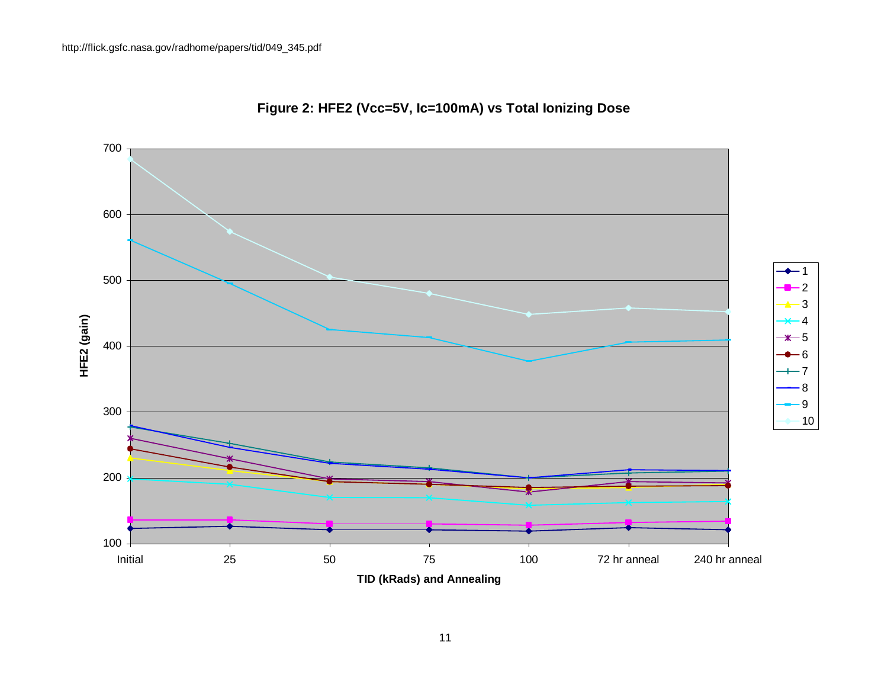http://flick.gsfc.nasa.gov/radhome/papers/tid/049_345.pdf

**Figure 2: HFE2 (Vcc=5V, Ic=100mA) vs Total Ionizing Dose**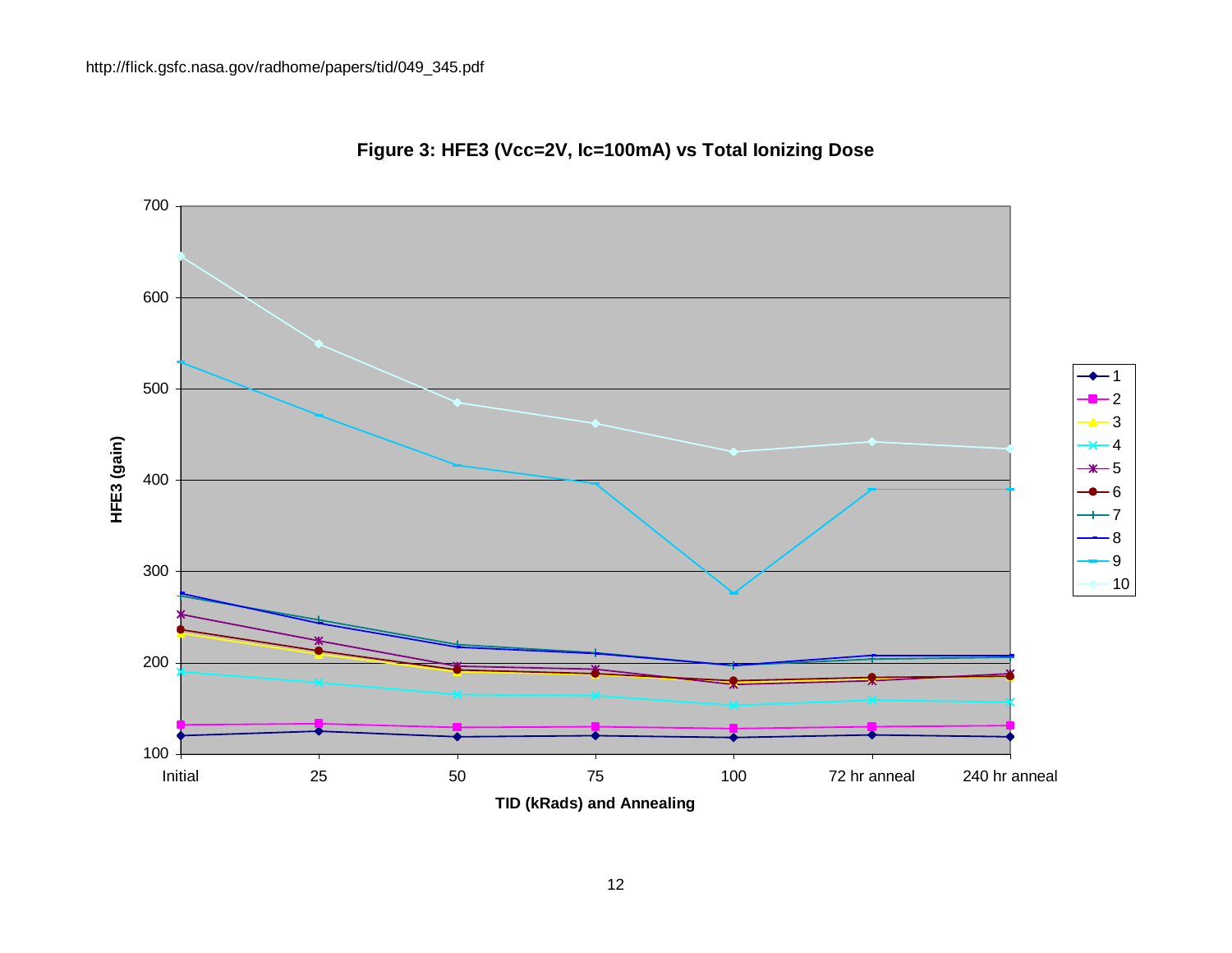http://flick.gsfc.nasa.gov/radhome/papers/tid/049_345.pdf

**Figure 3: HFE3 (Vcc=2V, Ic=100mA) vs Total Ionizing Dose**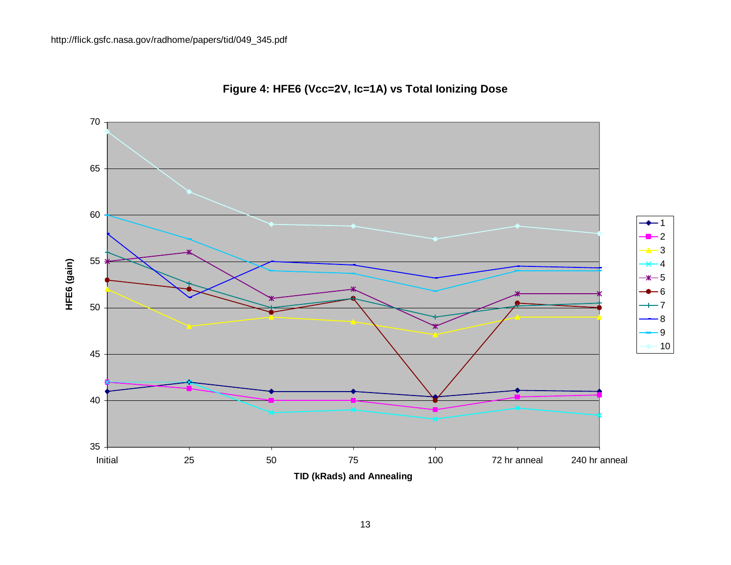http://flick.gsfc.nasa.gov/radhome/papers/tid/049_345.pdf

**Figure 4: HFE6 (Vcc=2V, Ic=1A) vs Total Ionizing Dose**

HFE6 (gain)

TID (kRads) and Annealing

Initial, 25, 50, 75, 100, 72 hr anneal, 240 hr anneal

Legend: 1, 2, 3, 4, 5, 6, 7, 8, 9, 10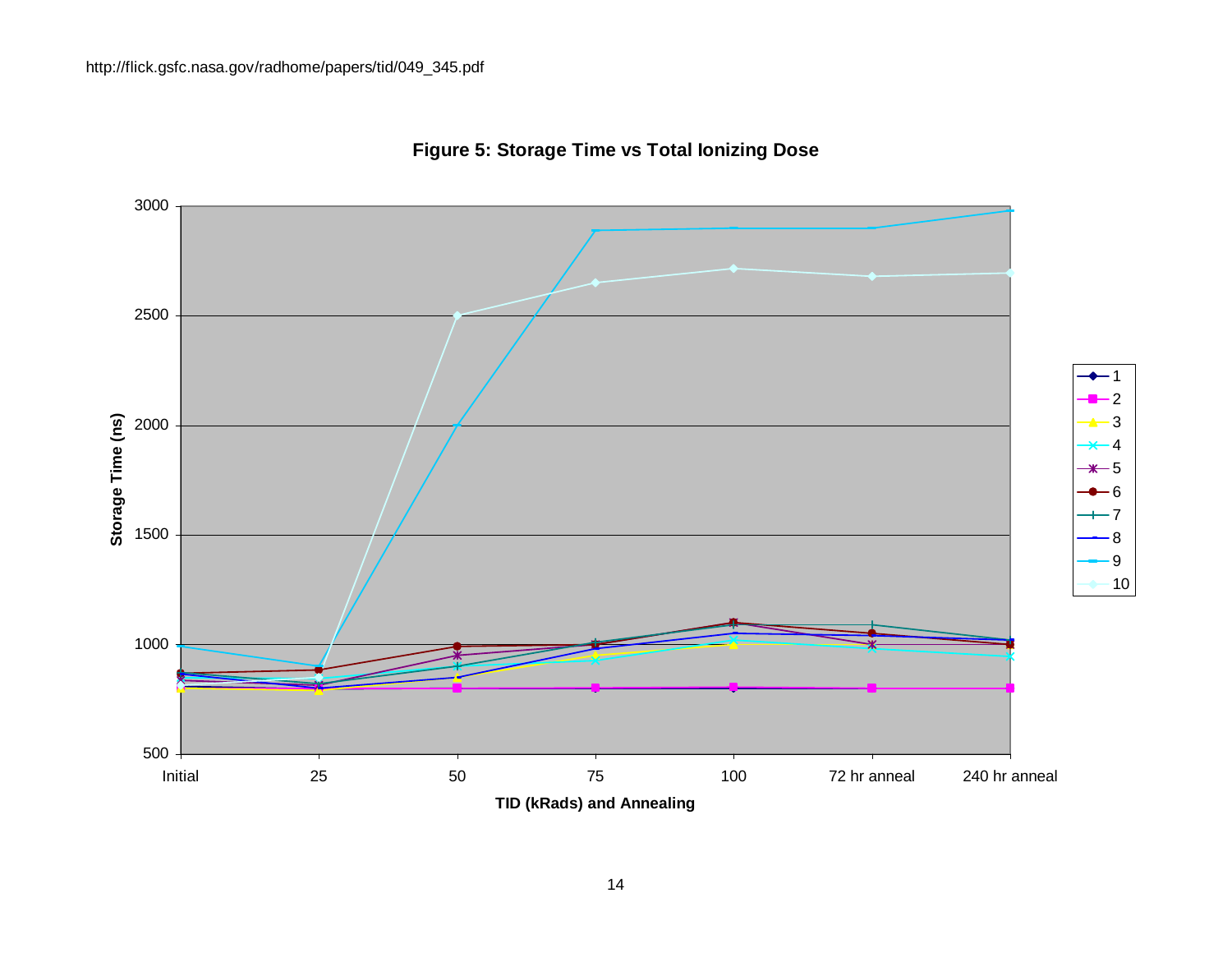http://flick.gsfc.nasa.gov/radhome/papers/tid/049_345.pdf

**Figure 5: Storage Time vs Total Ionizing Dose**

Storage Time (ns)

3000
2500
2000
1500
1000
500

Initial
25
50
75
100
72 hr anneal
240 hr anneal

TID (kRads) and Annealing

1
2
3
4
5
6
7
8
9
10